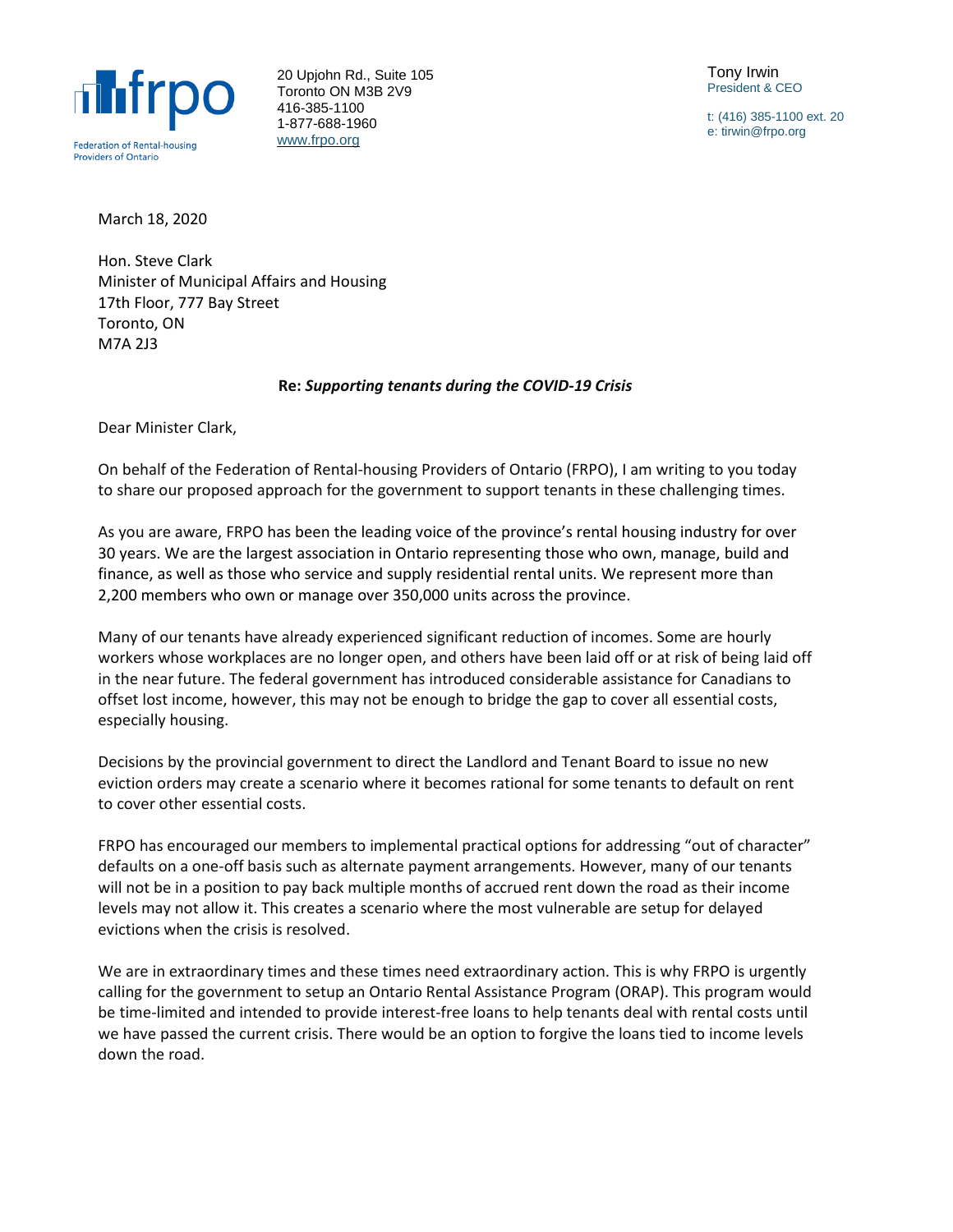**frpo**

Federation of Rental-housing Providers of Ontario

20 Upjohn Rd., Suite 105
Toronto ON M3B 2V9
416-385-1100
1-877-688-1960
www.frpo.org

Tony Irwin
President & CEO

t: (416) 385-1100 ext. 20
e: tirwin@frpo.org

March 18, 2020

Hon. Steve Clark
Minister of Municipal Affairs and Housing
17th Floor, 777 Bay Street
Toronto, ON
M7A 2J3

**Re: *Supporting tenants during the COVID-19 Crisis***

Dear Minister Clark,

On behalf of the Federation of Rental-housing Providers of Ontario (FRPO), I am writing to you today to share our proposed approach for the government to support tenants in these challenging times.

As you are aware, FRPO has been the leading voice of the province's rental housing industry for over 30 years. We are the largest association in Ontario representing those who own, manage, build and finance, as well as those who service and supply residential rental units. We represent more than 2,200 members who own or manage over 350,000 units across the province.

Many of our tenants have already experienced significant reduction of incomes. Some are hourly workers whose workplaces are no longer open, and others have been laid off or at risk of being laid off in the near future. The federal government has introduced considerable assistance for Canadians to offset lost income, however, this may not be enough to bridge the gap to cover all essential costs, especially housing.

Decisions by the provincial government to direct the Landlord and Tenant Board to issue no new eviction orders may create a scenario where it becomes rational for some tenants to default on rent to cover other essential costs.

FRPO has encouraged our members to implemental practical options for addressing "out of character" defaults on a one-off basis such as alternate payment arrangements. However, many of our tenants will not be in a position to pay back multiple months of accrued rent down the road as their income levels may not allow it. This creates a scenario where the most vulnerable are setup for delayed evictions when the crisis is resolved.

We are in extraordinary times and these times need extraordinary action. This is why FRPO is urgently calling for the government to setup an Ontario Rental Assistance Program (ORAP). This program would be time-limited and intended to provide interest-free loans to help tenants deal with rental costs until we have passed the current crisis. There would be an option to forgive the loans tied to income levels down the road.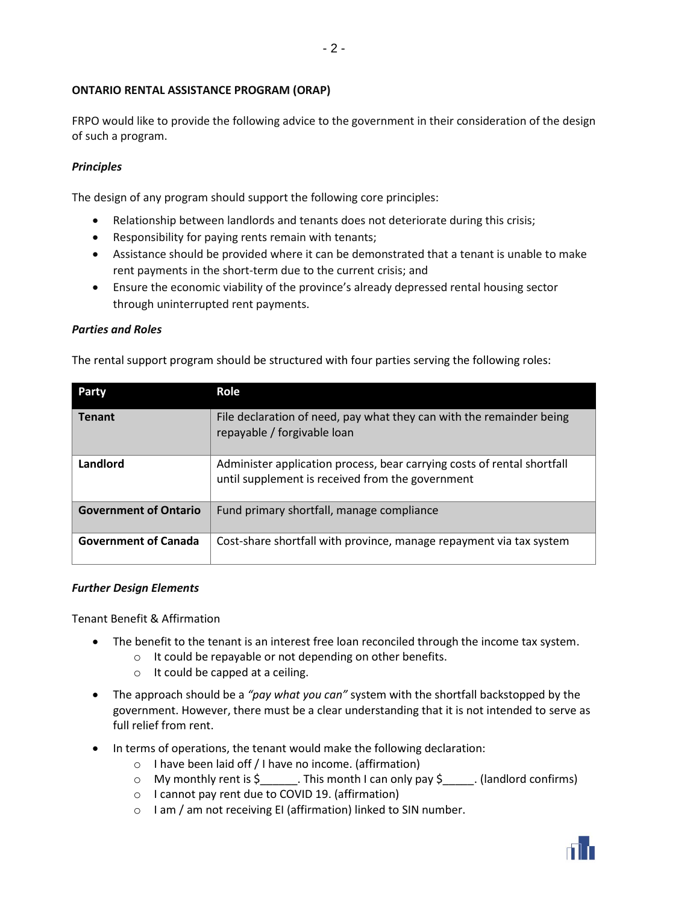**ONTARIO RENTAL ASSISTANCE PROGRAM (ORAP)**

FRPO would like to provide the following advice to the government in their consideration of the design of such a program.

***Principles***

The design of any program should support the following core principles:

- Relationship between landlords and tenants does not deteriorate during this crisis;
- Responsibility for paying rents remain with tenants;
- Assistance should be provided where it can be demonstrated that a tenant is unable to make rent payments in the short-term due to the current crisis; and
- Ensure the economic viability of the province's already depressed rental housing sector through uninterrupted rent payments.

***Parties and Roles***

The rental support program should be structured with four parties serving the following roles:

| Party | Role |
|---|---|
| **Tenant** | File declaration of need, pay what they can with the remainder being repayable / forgivable loan |
| **Landlord** | Administer application process, bear carrying costs of rental shortfall until supplement is received from the government |
| **Government of Ontario** | Fund primary shortfall, manage compliance |
| **Government of Canada** | Cost-share shortfall with province, manage repayment via tax system |

***Further Design Elements***

Tenant Benefit & Affirmation

- The benefit to the tenant is an interest free loan reconciled through the income tax system.
  - It could be repayable or not depending on other benefits.
  - It could be capped at a ceiling.
- The approach should be a *"pay what you can"* system with the shortfall backstopped by the government. However, there must be a clear understanding that it is not intended to serve as full relief from rent.
- In terms of operations, the tenant would make the following declaration:
  - I have been laid off / I have no income. (affirmation)
  - My monthly rent is $______. This month I can only pay $_____. (landlord confirms)
  - I cannot pay rent due to COVID 19. (affirmation)
  - I am / am not receiving EI (affirmation) linked to SIN number.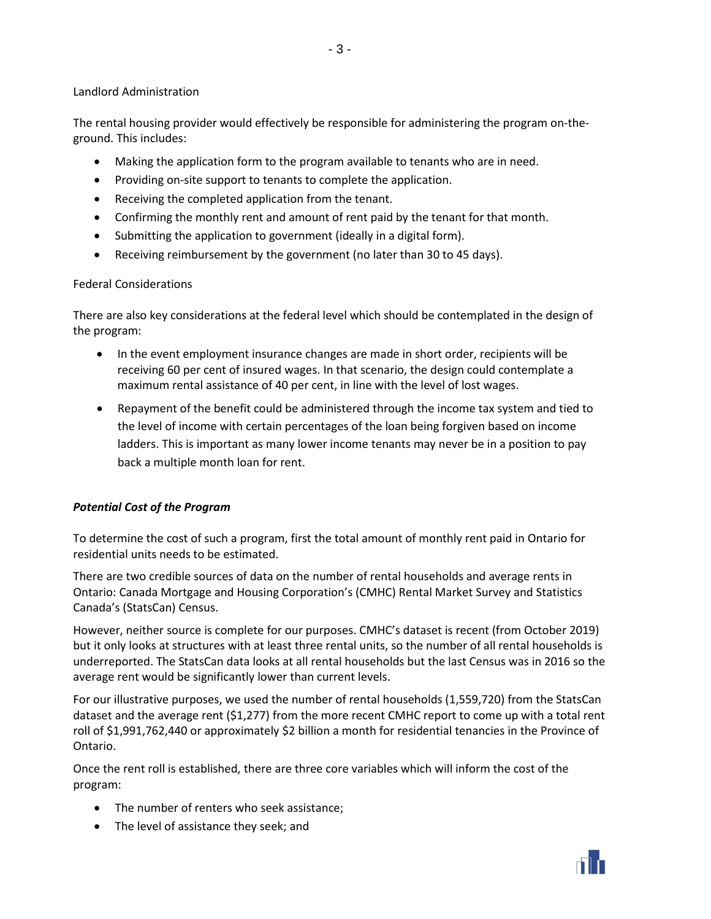Landlord Administration

The rental housing provider would effectively be responsible for administering the program on-the-ground. This includes:

- Making the application form to the program available to tenants who are in need.
- Providing on-site support to tenants to complete the application.
- Receiving the completed application from the tenant.
- Confirming the monthly rent and amount of rent paid by the tenant for that month.
- Submitting the application to government (ideally in a digital form).
- Receiving reimbursement by the government (no later than 30 to 45 days).

Federal Considerations

There are also key considerations at the federal level which should be contemplated in the design of the program:

- In the event employment insurance changes are made in short order, recipients will be receiving 60 per cent of insured wages. In that scenario, the design could contemplate a maximum rental assistance of 40 per cent, in line with the level of lost wages.
- Repayment of the benefit could be administered through the income tax system and tied to the level of income with certain percentages of the loan being forgiven based on income ladders. This is important as many lower income tenants may never be in a position to pay back a multiple month loan for rent.

***Potential Cost of the Program***

To determine the cost of such a program, first the total amount of monthly rent paid in Ontario for residential units needs to be estimated.

There are two credible sources of data on the number of rental households and average rents in Ontario: Canada Mortgage and Housing Corporation's (CMHC) Rental Market Survey and Statistics Canada's (StatsCan) Census.

However, neither source is complete for our purposes. CMHC's dataset is recent (from October 2019) but it only looks at structures with at least three rental units, so the number of all rental households is underreported. The StatsCan data looks at all rental households but the last Census was in 2016 so the average rent would be significantly lower than current levels.

For our illustrative purposes, we used the number of rental households (1,559,720) from the StatsCan dataset and the average rent ($1,277) from the more recent CMHC report to come up with a total rent roll of $1,991,762,440 or approximately $2 billion a month for residential tenancies in the Province of Ontario.

Once the rent roll is established, there are three core variables which will inform the cost of the program:

- The number of renters who seek assistance;
- The level of assistance they seek; and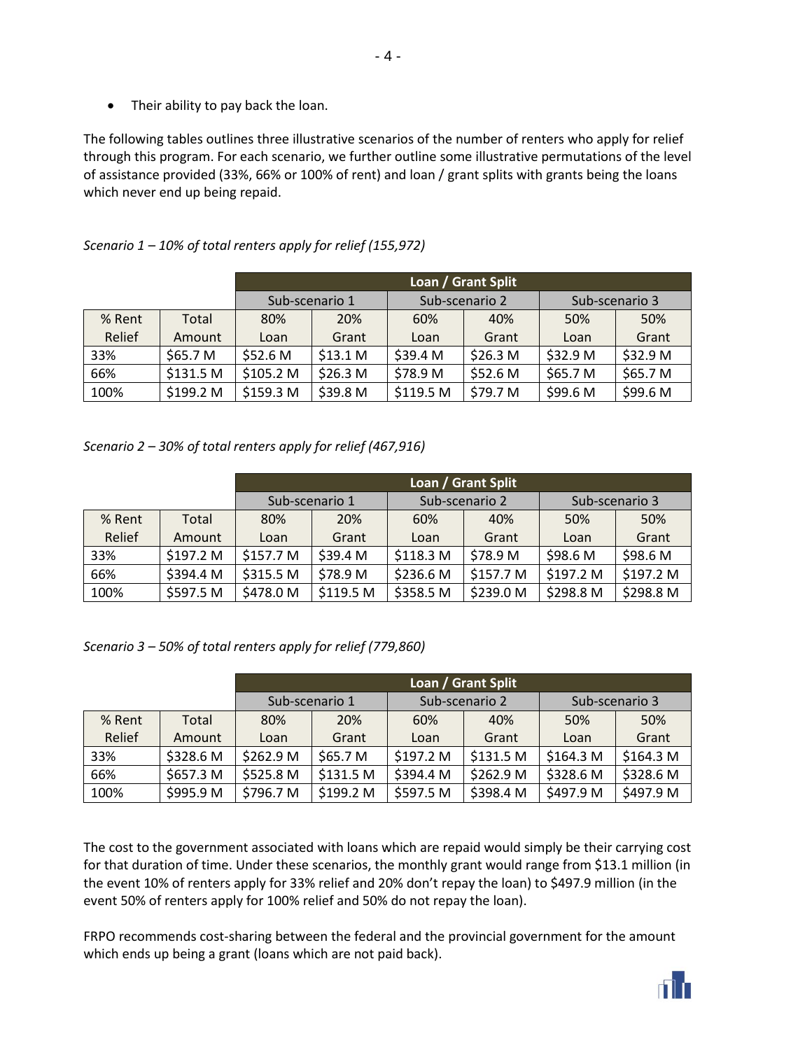- Their ability to pay back the loan.

The following tables outlines three illustrative scenarios of the number of renters who apply for relief through this program. For each scenario, we further outline some illustrative permutations of the level of assistance provided (33%, 66% or 100% of rent) and loan / grant splits with grants being the loans which never end up being repaid.

*Scenario 1 – 10% of total renters apply for relief (155,972)*

| | | Loan / Grant Split | | | | | |
|---|---|---|---|---|---|---|---|
| | | Sub-scenario 1 | | Sub-scenario 2 | | Sub-scenario 3 | |
| % Rent Relief | Total Amount | 80% Loan | 20% Grant | 60% Loan | 40% Grant | 50% Loan | 50% Grant |
| 33% | $65.7 M | $52.6 M | $13.1 M | $39.4 M | $26.3 M | $32.9 M | $32.9 M |
| 66% | $131.5 M | $105.2 M | $26.3 M | $78.9 M | $52.6 M | $65.7 M | $65.7 M |
| 100% | $199.2 M | $159.3 M | $39.8 M | $119.5 M | $79.7 M | $99.6 M | $99.6 M |

*Scenario 2 – 30% of total renters apply for relief (467,916)*

| | | Loan / Grant Split | | | | | |
|---|---|---|---|---|---|---|---|
| | | Sub-scenario 1 | | Sub-scenario 2 | | Sub-scenario 3 | |
| % Rent Relief | Total Amount | 80% Loan | 20% Grant | 60% Loan | 40% Grant | 50% Loan | 50% Grant |
| 33% | $197.2 M | $157.7 M | $39.4 M | $118.3 M | $78.9 M | $98.6 M | $98.6 M |
| 66% | $394.4 M | $315.5 M | $78.9 M | $236.6 M | $157.7 M | $197.2 M | $197.2 M |
| 100% | $597.5 M | $478.0 M | $119.5 M | $358.5 M | $239.0 M | $298.8 M | $298.8 M |

*Scenario 3 – 50% of total renters apply for relief (779,860)*

| | | Loan / Grant Split | | | | | |
|---|---|---|---|---|---|---|---|
| | | Sub-scenario 1 | | Sub-scenario 2 | | Sub-scenario 3 | |
| % Rent Relief | Total Amount | 80% Loan | 20% Grant | 60% Loan | 40% Grant | 50% Loan | 50% Grant |
| 33% | $328.6 M | $262.9 M | $65.7 M | $197.2 M | $131.5 M | $164.3 M | $164.3 M |
| 66% | $657.3 M | $525.8 M | $131.5 M | $394.4 M | $262.9 M | $328.6 M | $328.6 M |
| 100% | $995.9 M | $796.7 M | $199.2 M | $597.5 M | $398.4 M | $497.9 M | $497.9 M |

The cost to the government associated with loans which are repaid would simply be their carrying cost for that duration of time. Under these scenarios, the monthly grant would range from $13.1 million (in the event 10% of renters apply for 33% relief and 20% don't repay the loan) to $497.9 million (in the event 50% of renters apply for 100% relief and 50% do not repay the loan).

FRPO recommends cost-sharing between the federal and the provincial government for the amount which ends up being a grant (loans which are not paid back).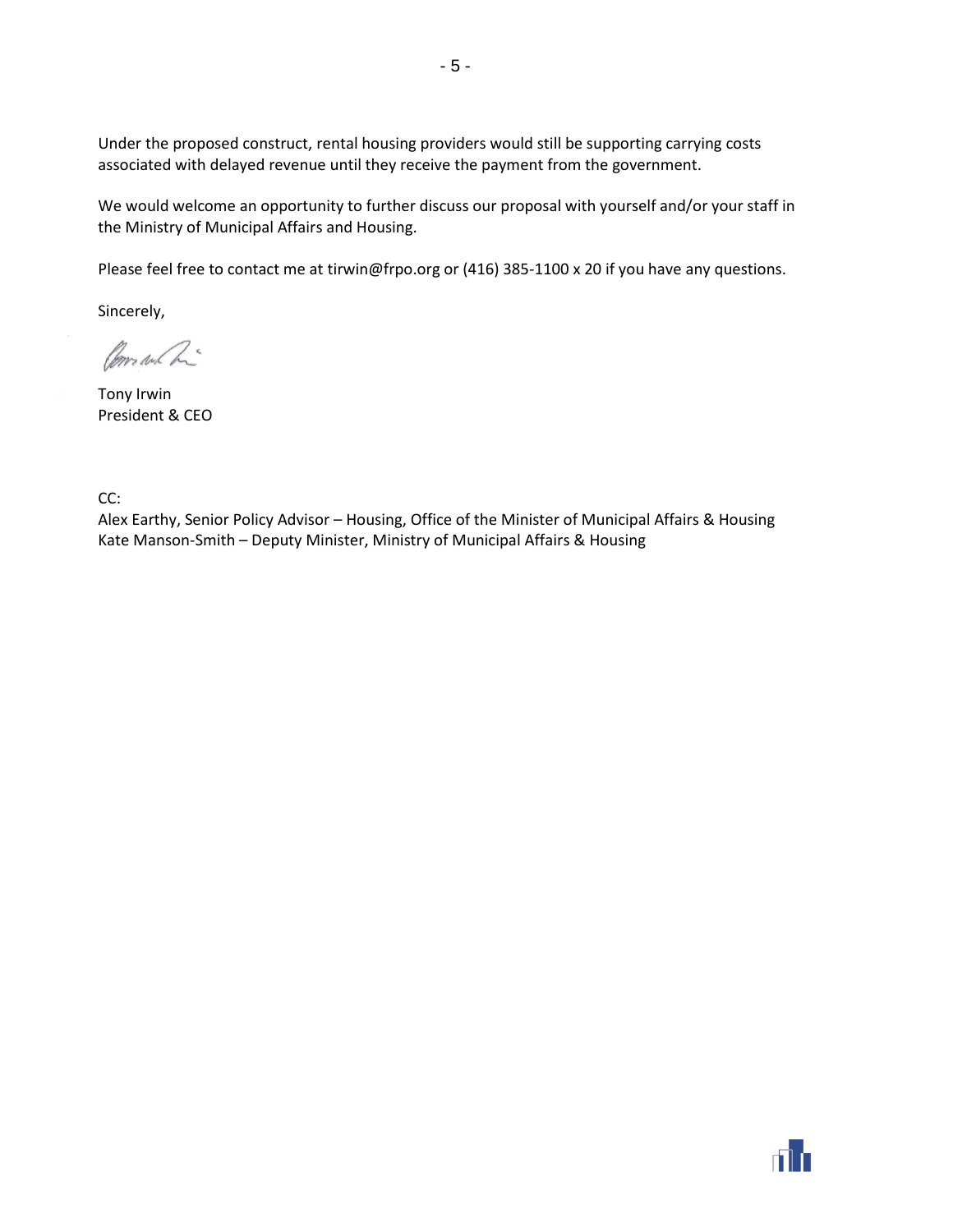Under the proposed construct, rental housing providers would still be supporting carrying costs associated with delayed revenue until they receive the payment from the government.

We would welcome an opportunity to further discuss our proposal with yourself and/or your staff in the Ministry of Municipal Affairs and Housing.

Please feel free to contact me at tirwin@frpo.org or (416) 385-1100 x 20 if you have any questions.

Sincerely,

Tony Irwin
President & CEO

CC:
Alex Earthy, Senior Policy Advisor – Housing, Office of the Minister of Municipal Affairs & Housing
Kate Manson-Smith – Deputy Minister, Ministry of Municipal Affairs & Housing